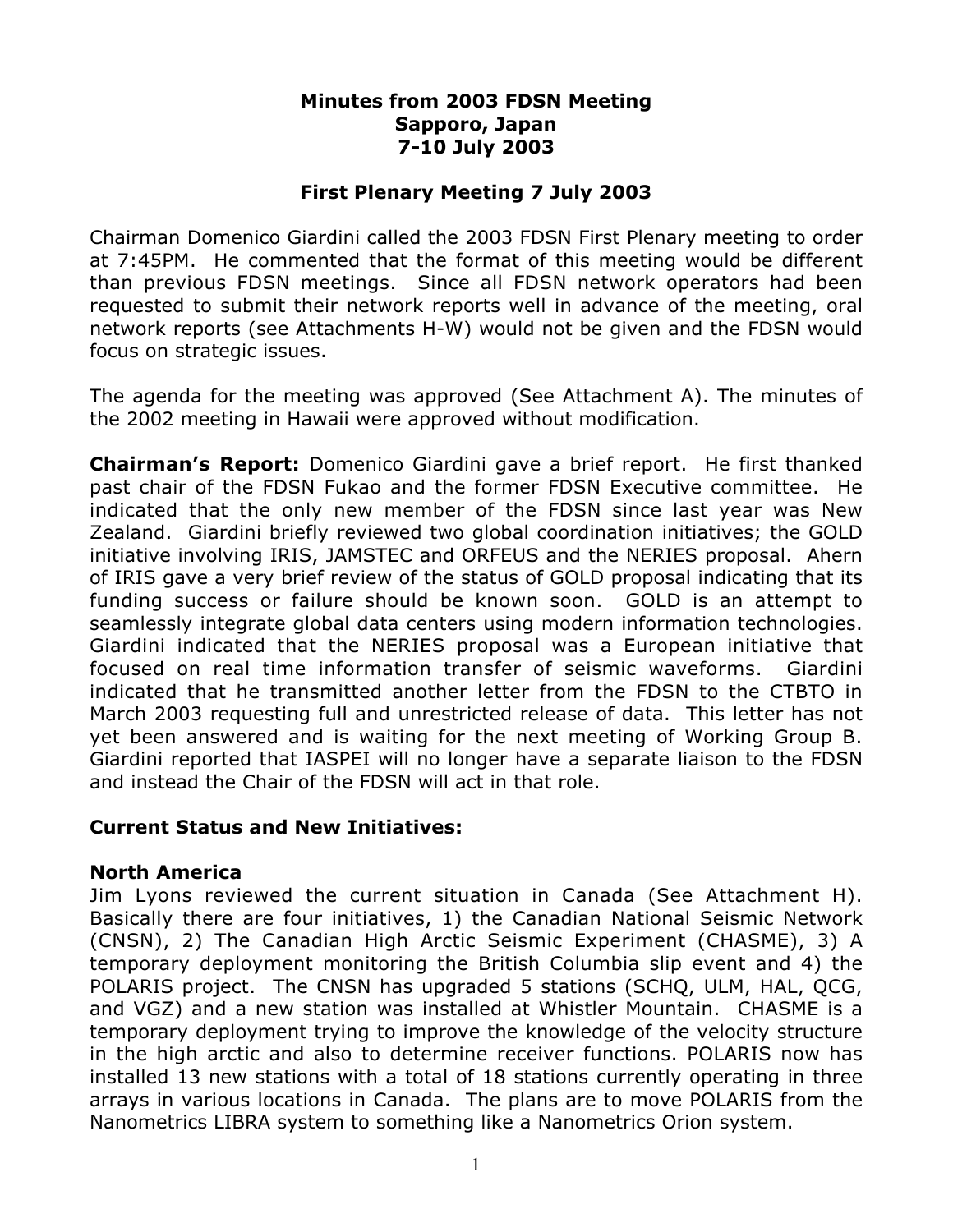# Minutes from 2003 FDSN Meeting
# Sapporo, Japan
# 7-10 July 2003

## First Plenary Meeting 7 July 2003

Chairman Domenico Giardini called the 2003 FDSN First Plenary meeting to order at 7:45PM. He commented that the format of this meeting would be different than previous FDSN meetings. Since all FDSN network operators had been requested to submit their network reports well in advance of the meeting, oral network reports (see Attachments H-W) would not be given and the FDSN would focus on strategic issues.

The agenda for the meeting was approved (See Attachment A). The minutes of the 2002 meeting in Hawaii were approved without modification.

**Chairman's Report:** Domenico Giardini gave a brief report. He first thanked past chair of the FDSN Fukao and the former FDSN Executive committee. He indicated that the only new member of the FDSN since last year was New Zealand. Giardini briefly reviewed two global coordination initiatives; the GOLD initiative involving IRIS, JAMSTEC and ORFEUS and the NERIES proposal. Ahern of IRIS gave a very brief review of the status of GOLD proposal indicating that its funding success or failure should be known soon. GOLD is an attempt to seamlessly integrate global data centers using modern information technologies. Giardini indicated that the NERIES proposal was a European initiative that focused on real time information transfer of seismic waveforms. Giardini indicated that he transmitted another letter from the FDSN to the CTBTO in March 2003 requesting full and unrestricted release of data. This letter has not yet been answered and is waiting for the next meeting of Working Group B. Giardini reported that IASPEI will no longer have a separate liaison to the FDSN and instead the Chair of the FDSN will act in that role.

### Current Status and New Initiatives:

### North America

Jim Lyons reviewed the current situation in Canada (See Attachment H). Basically there are four initiatives, 1) the Canadian National Seismic Network (CNSN), 2) The Canadian High Arctic Seismic Experiment (CHASME), 3) A temporary deployment monitoring the British Columbia slip event and 4) the POLARIS project. The CNSN has upgraded 5 stations (SCHQ, ULM, HAL, QCG, and VGZ) and a new station was installed at Whistler Mountain. CHASME is a temporary deployment trying to improve the knowledge of the velocity structure in the high arctic and also to determine receiver functions. POLARIS now has installed 13 new stations with a total of 18 stations currently operating in three arrays in various locations in Canada. The plans are to move POLARIS from the Nanometrics LIBRA system to something like a Nanometrics Orion system.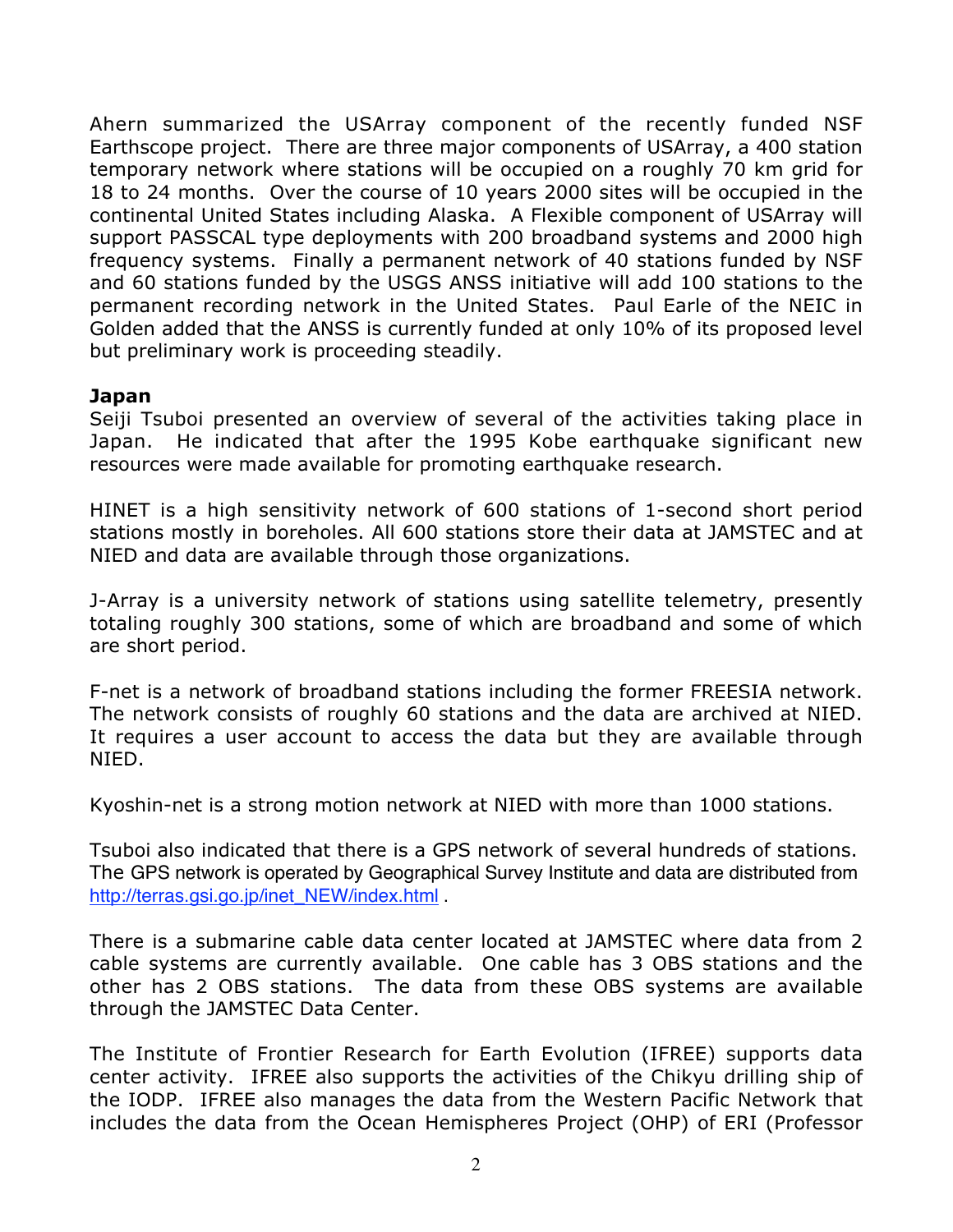Ahern summarized the USArray component of the recently funded NSF Earthscope project. There are three major components of USArray, a 400 station temporary network where stations will be occupied on a roughly 70 km grid for 18 to 24 months. Over the course of 10 years 2000 sites will be occupied in the continental United States including Alaska. A Flexible component of USArray will support PASSCAL type deployments with 200 broadband systems and 2000 high frequency systems. Finally a permanent network of 40 stations funded by NSF and 60 stations funded by the USGS ANSS initiative will add 100 stations to the permanent recording network in the United States. Paul Earle of the NEIC in Golden added that the ANSS is currently funded at only 10% of its proposed level but preliminary work is proceeding steadily.

**Japan**

Seiji Tsuboi presented an overview of several of the activities taking place in Japan. He indicated that after the 1995 Kobe earthquake significant new resources were made available for promoting earthquake research.

HINET is a high sensitivity network of 600 stations of 1-second short period stations mostly in boreholes. All 600 stations store their data at JAMSTEC and at NIED and data are available through those organizations.

J-Array is a university network of stations using satellite telemetry, presently totaling roughly 300 stations, some of which are broadband and some of which are short period.

F-net is a network of broadband stations including the former FREESIA network. The network consists of roughly 60 stations and the data are archived at NIED. It requires a user account to access the data but they are available through NIED.

Kyoshin-net is a strong motion network at NIED with more than 1000 stations.

Tsuboi also indicated that there is a GPS network of several hundreds of stations. The GPS network is operated by Geographical Survey Institute and data are distributed from http://terras.gsi.go.jp/inet_NEW/index.html .

There is a submarine cable data center located at JAMSTEC where data from 2 cable systems are currently available. One cable has 3 OBS stations and the other has 2 OBS stations. The data from these OBS systems are available through the JAMSTEC Data Center.

The Institute of Frontier Research for Earth Evolution (IFREE) supports data center activity. IFREE also supports the activities of the Chikyu drilling ship of the IODP. IFREE also manages the data from the Western Pacific Network that includes the data from the Ocean Hemispheres Project (OHP) of ERI (Professor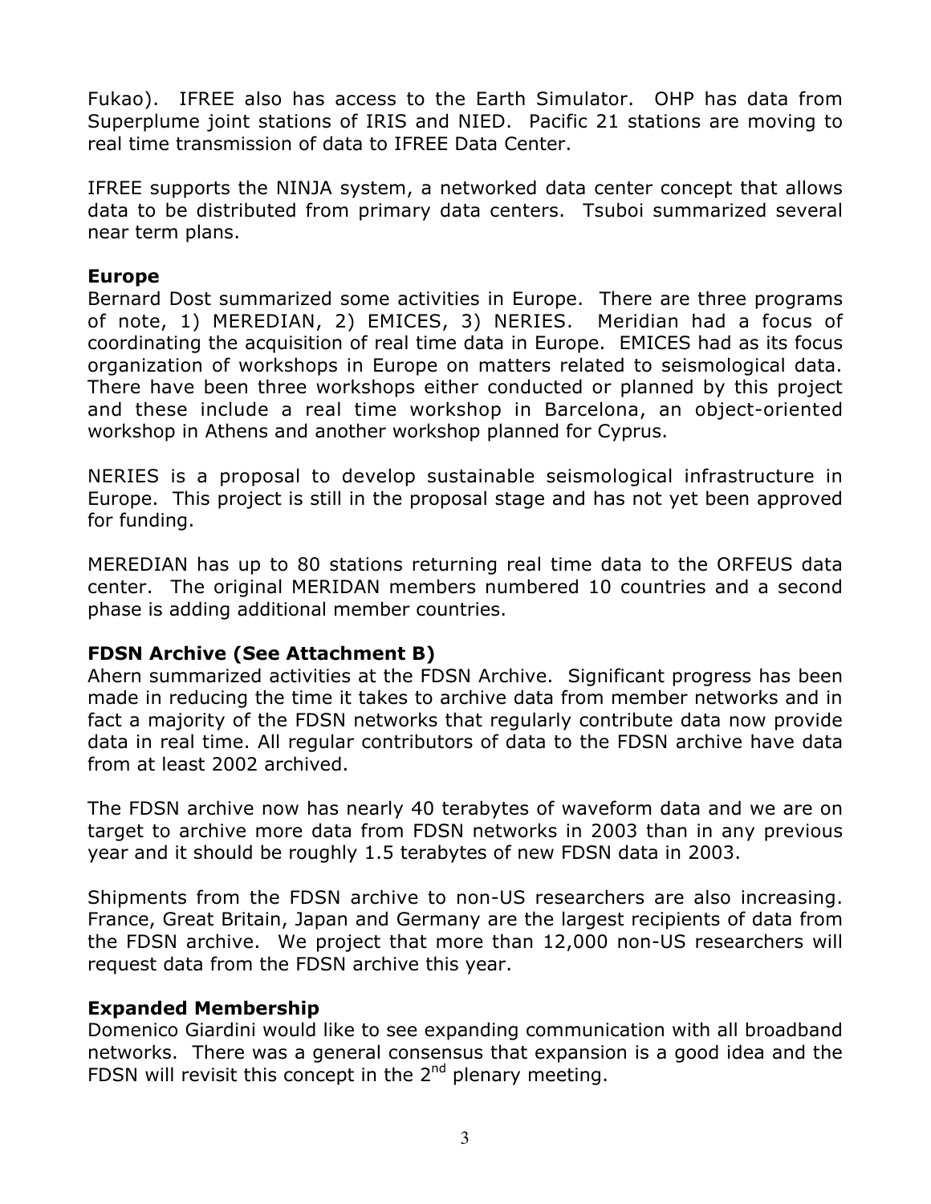Fukao). IFREE also has access to the Earth Simulator. OHP has data from Superplume joint stations of IRIS and NIED. Pacific 21 stations are moving to real time transmission of data to IFREE Data Center.

IFREE supports the NINJA system, a networked data center concept that allows data to be distributed from primary data centers. Tsuboi summarized several near term plans.

**Europe**

Bernard Dost summarized some activities in Europe. There are three programs of note, 1) MEREDIAN, 2) EMICES, 3) NERIES. Meridian had a focus of coordinating the acquisition of real time data in Europe. EMICES had as its focus organization of workshops in Europe on matters related to seismological data. There have been three workshops either conducted or planned by this project and these include a real time workshop in Barcelona, an object-oriented workshop in Athens and another workshop planned for Cyprus.

NERIES is a proposal to develop sustainable seismological infrastructure in Europe. This project is still in the proposal stage and has not yet been approved for funding.

MEREDIAN has up to 80 stations returning real time data to the ORFEUS data center. The original MERIDAN members numbered 10 countries and a second phase is adding additional member countries.

**FDSN Archive (See Attachment B)**

Ahern summarized activities at the FDSN Archive. Significant progress has been made in reducing the time it takes to archive data from member networks and in fact a majority of the FDSN networks that regularly contribute data now provide data in real time. All regular contributors of data to the FDSN archive have data from at least 2002 archived.

The FDSN archive now has nearly 40 terabytes of waveform data and we are on target to archive more data from FDSN networks in 2003 than in any previous year and it should be roughly 1.5 terabytes of new FDSN data in 2003.

Shipments from the FDSN archive to non-US researchers are also increasing. France, Great Britain, Japan and Germany are the largest recipients of data from the FDSN archive. We project that more than 12,000 non-US researchers will request data from the FDSN archive this year.

**Expanded Membership**

Domenico Giardini would like to see expanding communication with all broadband networks. There was a general consensus that expansion is a good idea and the FDSN will revisit this concept in the 2nd plenary meeting.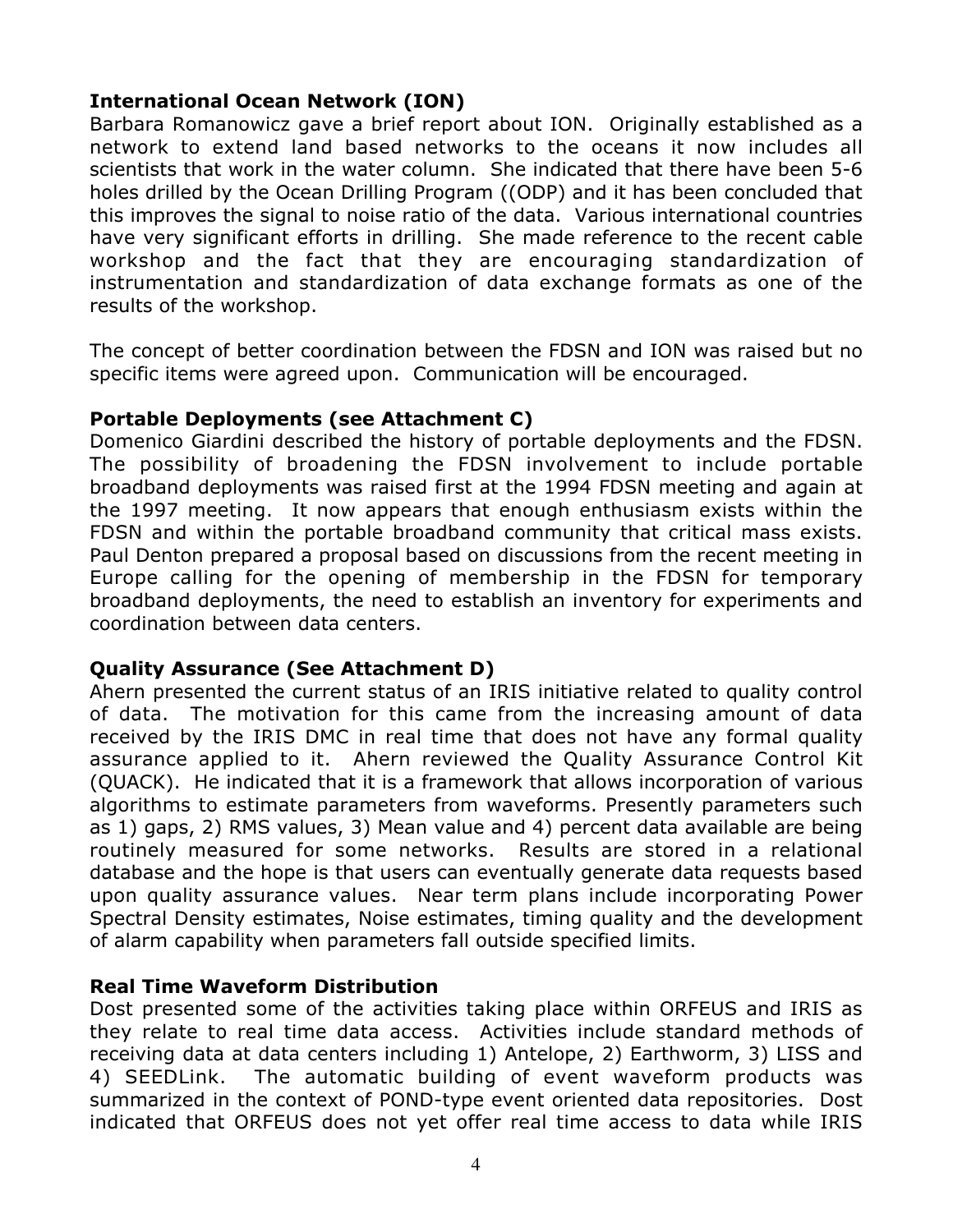**International Ocean Network (ION)**

Barbara Romanowicz gave a brief report about ION. Originally established as a network to extend land based networks to the oceans it now includes all scientists that work in the water column. She indicated that there have been 5-6 holes drilled by the Ocean Drilling Program ((ODP) and it has been concluded that this improves the signal to noise ratio of the data. Various international countries have very significant efforts in drilling. She made reference to the recent cable workshop and the fact that they are encouraging standardization of instrumentation and standardization of data exchange formats as one of the results of the workshop.

The concept of better coordination between the FDSN and ION was raised but no specific items were agreed upon. Communication will be encouraged.

**Portable Deployments (see Attachment C)**

Domenico Giardini described the history of portable deployments and the FDSN. The possibility of broadening the FDSN involvement to include portable broadband deployments was raised first at the 1994 FDSN meeting and again at the 1997 meeting. It now appears that enough enthusiasm exists within the FDSN and within the portable broadband community that critical mass exists. Paul Denton prepared a proposal based on discussions from the recent meeting in Europe calling for the opening of membership in the FDSN for temporary broadband deployments, the need to establish an inventory for experiments and coordination between data centers.

**Quality Assurance (See Attachment D)**

Ahern presented the current status of an IRIS initiative related to quality control of data. The motivation for this came from the increasing amount of data received by the IRIS DMC in real time that does not have any formal quality assurance applied to it. Ahern reviewed the Quality Assurance Control Kit (QUACK). He indicated that it is a framework that allows incorporation of various algorithms to estimate parameters from waveforms. Presently parameters such as 1) gaps, 2) RMS values, 3) Mean value and 4) percent data available are being routinely measured for some networks. Results are stored in a relational database and the hope is that users can eventually generate data requests based upon quality assurance values. Near term plans include incorporating Power Spectral Density estimates, Noise estimates, timing quality and the development of alarm capability when parameters fall outside specified limits.

**Real Time Waveform Distribution**

Dost presented some of the activities taking place within ORFEUS and IRIS as they relate to real time data access. Activities include standard methods of receiving data at data centers including 1) Antelope, 2) Earthworm, 3) LISS and 4) SEEDLink. The automatic building of event waveform products was summarized in the context of POND-type event oriented data repositories. Dost indicated that ORFEUS does not yet offer real time access to data while IRIS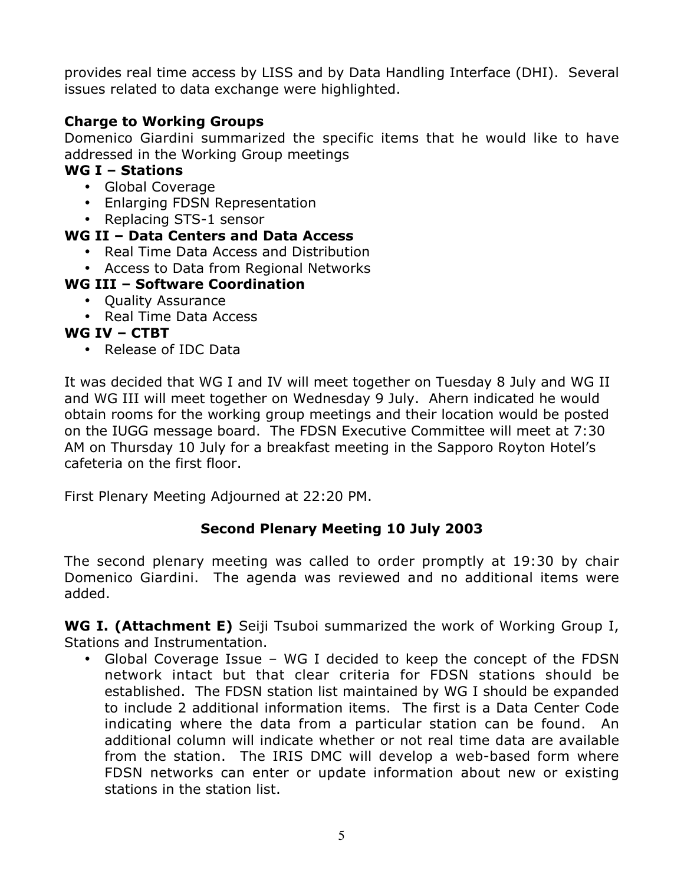provides real time access by LISS and by Data Handling Interface (DHI). Several issues related to data exchange were highlighted.

**Charge to Working Groups**

Domenico Giardini summarized the specific items that he would like to have addressed in the Working Group meetings

**WG I – Stations**

- Global Coverage
- Enlarging FDSN Representation
- Replacing STS-1 sensor

**WG II – Data Centers and Data Access**

- Real Time Data Access and Distribution
- Access to Data from Regional Networks

**WG III – Software Coordination**

- Quality Assurance
- Real Time Data Access

**WG IV – CTBT**

- Release of IDC Data

It was decided that WG I and IV will meet together on Tuesday 8 July and WG II and WG III will meet together on Wednesday 9 July. Ahern indicated he would obtain rooms for the working group meetings and their location would be posted on the IUGG message board. The FDSN Executive Committee will meet at 7:30 AM on Thursday 10 July for a breakfast meeting in the Sapporo Royton Hotel's cafeteria on the first floor.

First Plenary Meeting Adjourned at 22:20 PM.

## Second Plenary Meeting 10 July 2003

The second plenary meeting was called to order promptly at 19:30 by chair Domenico Giardini. The agenda was reviewed and no additional items were added.

**WG I. (Attachment E)** Seiji Tsuboi summarized the work of Working Group I, Stations and Instrumentation.

- Global Coverage Issue – WG I decided to keep the concept of the FDSN network intact but that clear criteria for FDSN stations should be established. The FDSN station list maintained by WG I should be expanded to include 2 additional information items. The first is a Data Center Code indicating where the data from a particular station can be found. An additional column will indicate whether or not real time data are available from the station. The IRIS DMC will develop a web-based form where FDSN networks can enter or update information about new or existing stations in the station list.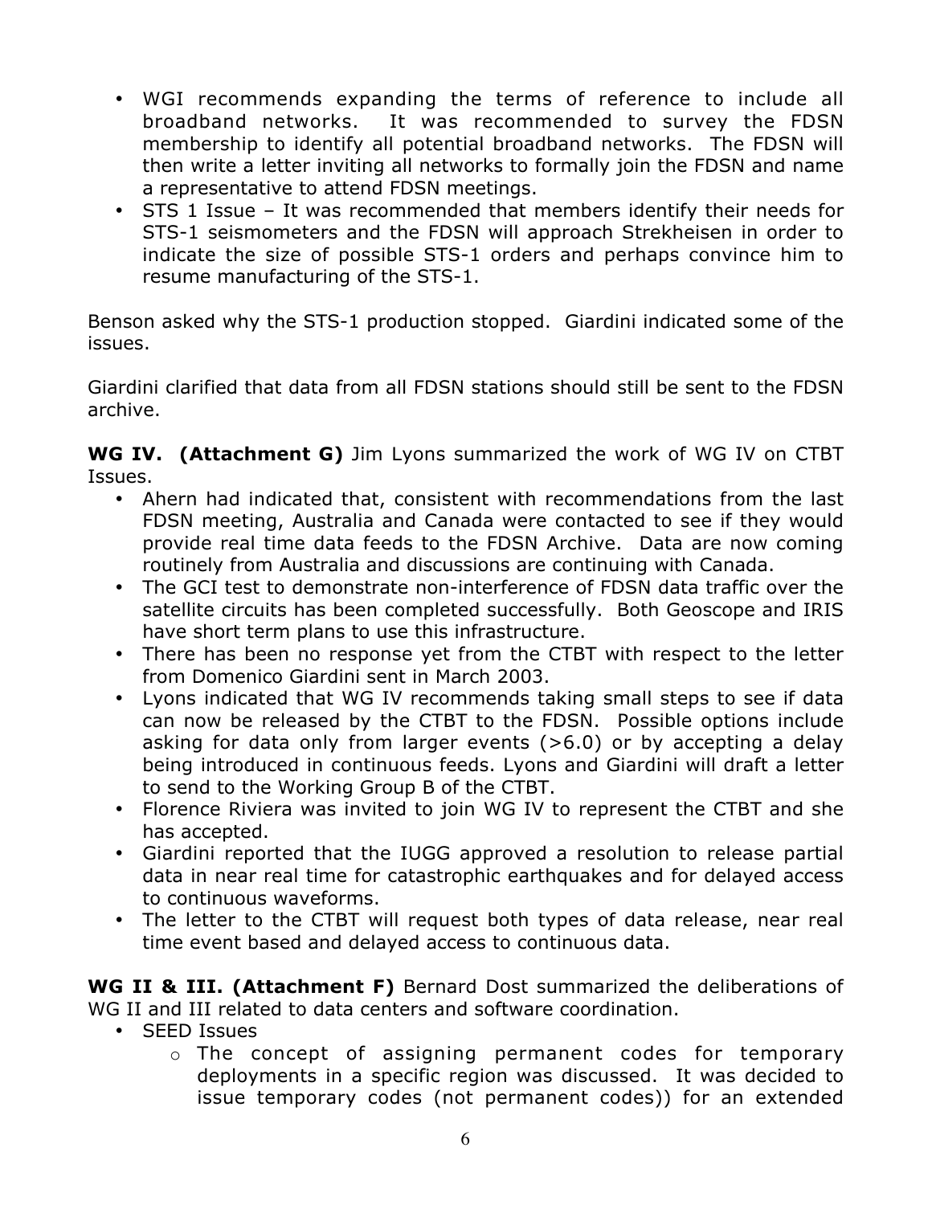- WGI recommends expanding the terms of reference to include all broadband networks. It was recommended to survey the FDSN membership to identify all potential broadband networks. The FDSN will then write a letter inviting all networks to formally join the FDSN and name a representative to attend FDSN meetings.
- STS 1 Issue – It was recommended that members identify their needs for STS-1 seismometers and the FDSN will approach Strekheisen in order to indicate the size of possible STS-1 orders and perhaps convince him to resume manufacturing of the STS-1.

Benson asked why the STS-1 production stopped. Giardini indicated some of the issues.

Giardini clarified that data from all FDSN stations should still be sent to the FDSN archive.

**WG IV. (Attachment G)** Jim Lyons summarized the work of WG IV on CTBT Issues.

- Ahern had indicated that, consistent with recommendations from the last FDSN meeting, Australia and Canada were contacted to see if they would provide real time data feeds to the FDSN Archive. Data are now coming routinely from Australia and discussions are continuing with Canada.
- The GCI test to demonstrate non-interference of FDSN data traffic over the satellite circuits has been completed successfully. Both Geoscope and IRIS have short term plans to use this infrastructure.
- There has been no response yet from the CTBT with respect to the letter from Domenico Giardini sent in March 2003.
- Lyons indicated that WG IV recommends taking small steps to see if data can now be released by the CTBT to the FDSN. Possible options include asking for data only from larger events (>6.0) or by accepting a delay being introduced in continuous feeds. Lyons and Giardini will draft a letter to send to the Working Group B of the CTBT.
- Florence Riviera was invited to join WG IV to represent the CTBT and she has accepted.
- Giardini reported that the IUGG approved a resolution to release partial data in near real time for catastrophic earthquakes and for delayed access to continuous waveforms.
- The letter to the CTBT will request both types of data release, near real time event based and delayed access to continuous data.

**WG II & III. (Attachment F)** Bernard Dost summarized the deliberations of WG II and III related to data centers and software coordination.

- SEED Issues
  - The concept of assigning permanent codes for temporary deployments in a specific region was discussed. It was decided to issue temporary codes (not permanent codes)) for an extended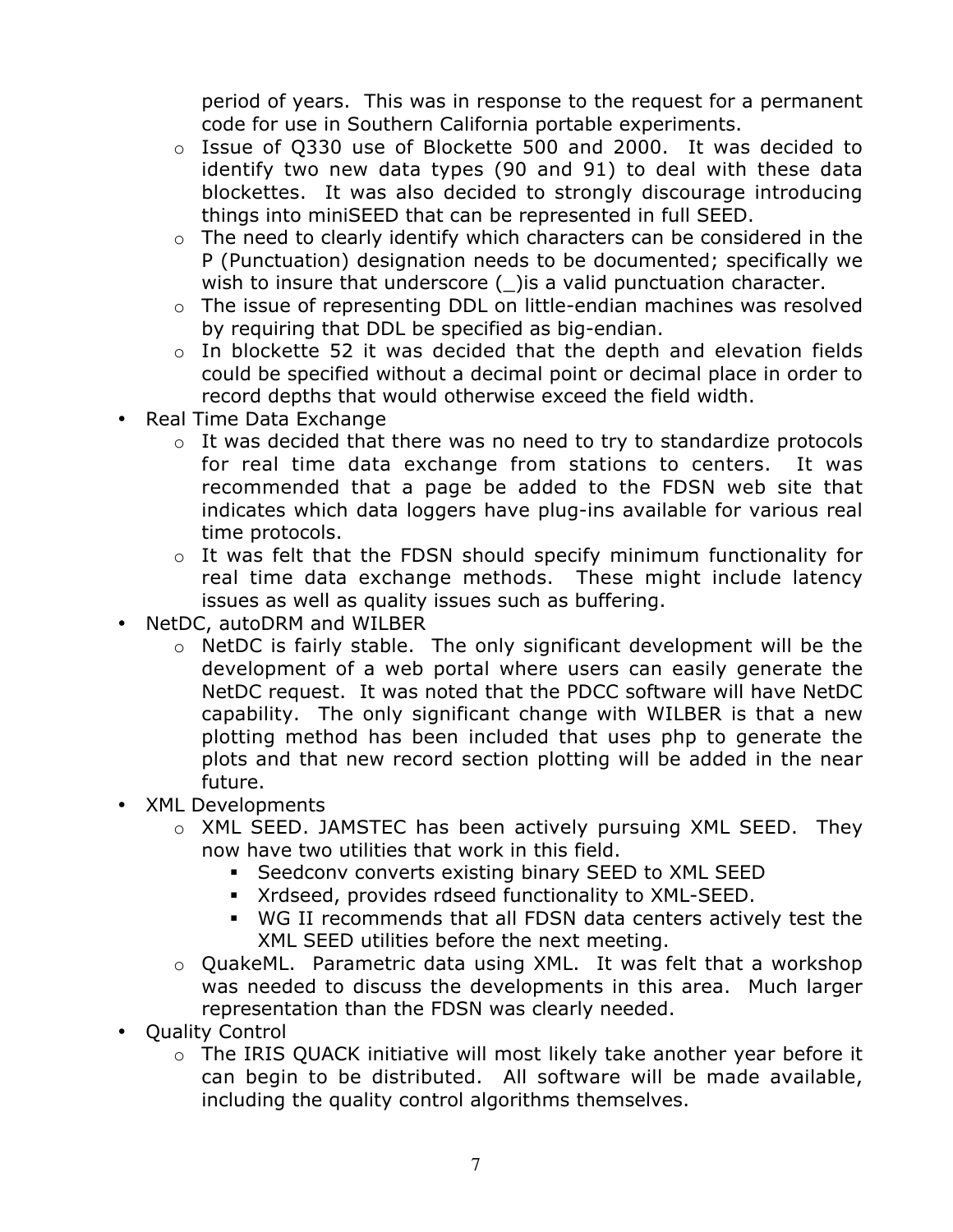period of years. This was in response to the request for a permanent code for use in Southern California portable experiments.
- Issue of Q330 use of Blockette 500 and 2000. It was decided to identify two new data types (90 and 91) to deal with these data blockettes. It was also decided to strongly discourage introducing things into miniSEED that can be represented in full SEED.
- The need to clearly identify which characters can be considered in the P (Punctuation) designation needs to be documented; specifically we wish to insure that underscore (_)is a valid punctuation character.
- The issue of representing DDL on little-endian machines was resolved by requiring that DDL be specified as big-endian.
- In blockette 52 it was decided that the depth and elevation fields could be specified without a decimal point or decimal place in order to record depths that would otherwise exceed the field width.

- Real Time Data Exchange
  - It was decided that there was no need to try to standardize protocols for real time data exchange from stations to centers. It was recommended that a page be added to the FDSN web site that indicates which data loggers have plug-ins available for various real time protocols.
  - It was felt that the FDSN should specify minimum functionality for real time data exchange methods. These might include latency issues as well as quality issues such as buffering.
- NetDC, autoDRM and WILBER
  - NetDC is fairly stable. The only significant development will be the development of a web portal where users can easily generate the NetDC request. It was noted that the PDCC software will have NetDC capability. The only significant change with WILBER is that a new plotting method has been included that uses php to generate the plots and that new record section plotting will be added in the near future.
- XML Developments
  - XML SEED. JAMSTEC has been actively pursuing XML SEED. They now have two utilities that work in this field.
    - Seedconv converts existing binary SEED to XML SEED
    - Xrdseed, provides rdseed functionality to XML-SEED.
    - WG II recommends that all FDSN data centers actively test the XML SEED utilities before the next meeting.
  - QuakeML. Parametric data using XML. It was felt that a workshop was needed to discuss the developments in this area. Much larger representation than the FDSN was clearly needed.
- Quality Control
  - The IRIS QUACK initiative will most likely take another year before it can begin to be distributed. All software will be made available, including the quality control algorithms themselves.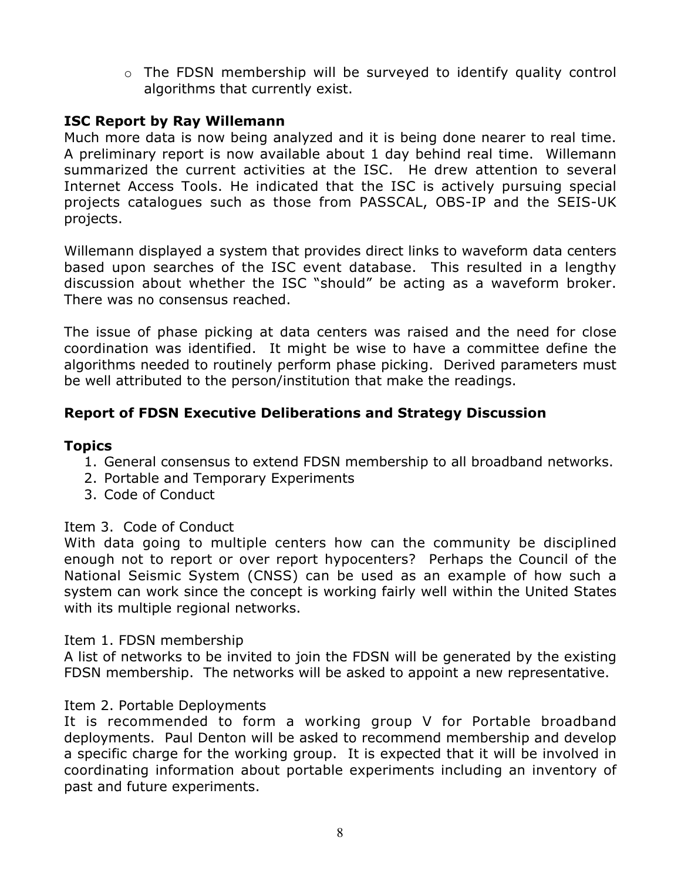- The FDSN membership will be surveyed to identify quality control algorithms that currently exist.

**ISC Report by Ray Willemann**

Much more data is now being analyzed and it is being done nearer to real time. A preliminary report is now available about 1 day behind real time. Willemann summarized the current activities at the ISC. He drew attention to several Internet Access Tools. He indicated that the ISC is actively pursuing special projects catalogues such as those from PASSCAL, OBS-IP and the SEIS-UK projects.

Willemann displayed a system that provides direct links to waveform data centers based upon searches of the ISC event database. This resulted in a lengthy discussion about whether the ISC "should" be acting as a waveform broker. There was no consensus reached.

The issue of phase picking at data centers was raised and the need for close coordination was identified. It might be wise to have a committee define the algorithms needed to routinely perform phase picking. Derived parameters must be well attributed to the person/institution that make the readings.

**Report of FDSN Executive Deliberations and Strategy Discussion**

**Topics**

1. General consensus to extend FDSN membership to all broadband networks.
2. Portable and Temporary Experiments
3. Code of Conduct

Item 3. Code of Conduct

With data going to multiple centers how can the community be disciplined enough not to report or over report hypocenters? Perhaps the Council of the National Seismic System (CNSS) can be used as an example of how such a system can work since the concept is working fairly well within the United States with its multiple regional networks.

Item 1. FDSN membership

A list of networks to be invited to join the FDSN will be generated by the existing FDSN membership. The networks will be asked to appoint a new representative.

Item 2. Portable Deployments

It is recommended to form a working group V for Portable broadband deployments. Paul Denton will be asked to recommend membership and develop a specific charge for the working group. It is expected that it will be involved in coordinating information about portable experiments including an inventory of past and future experiments.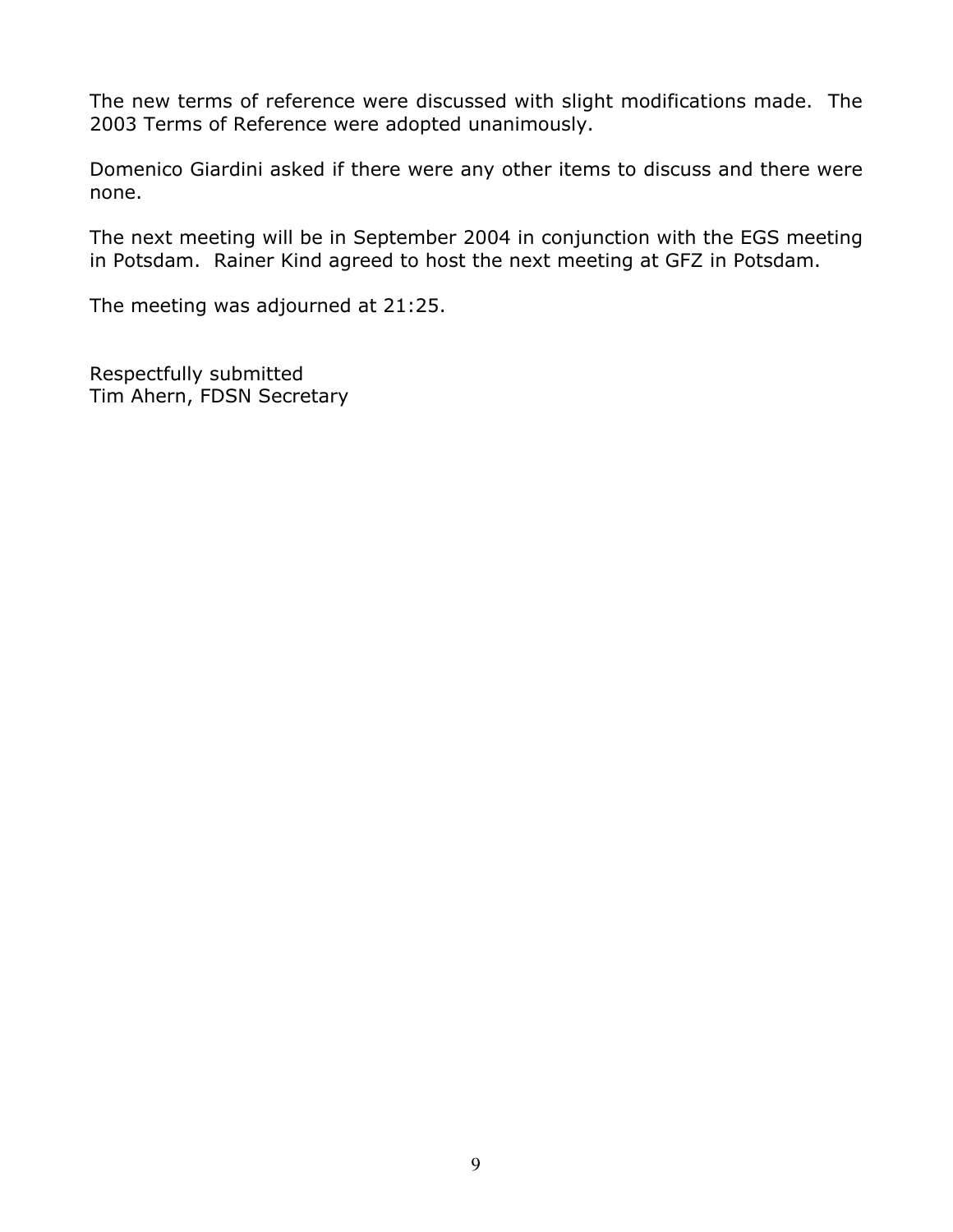The new terms of reference were discussed with slight modifications made. The 2003 Terms of Reference were adopted unanimously.

Domenico Giardini asked if there were any other items to discuss and there were none.

The next meeting will be in September 2004 in conjunction with the EGS meeting in Potsdam. Rainer Kind agreed to host the next meeting at GFZ in Potsdam.

The meeting was adjourned at 21:25.

Respectfully submitted
Tim Ahern, FDSN Secretary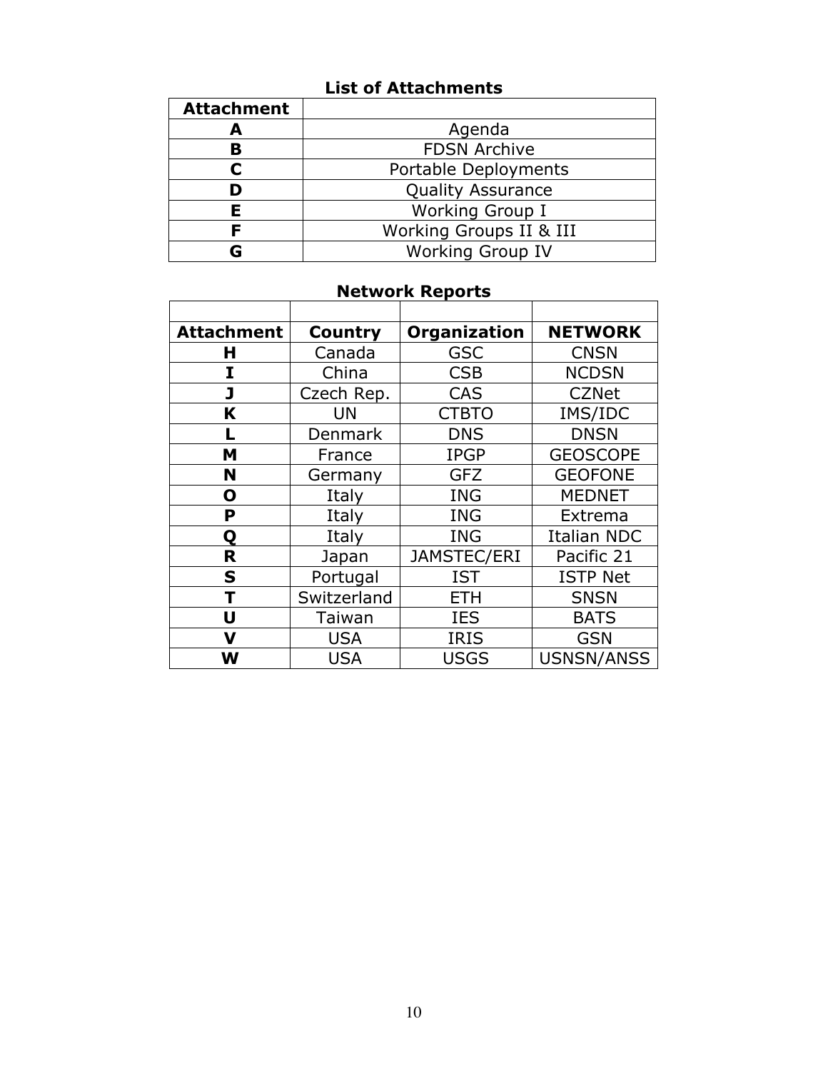## List of Attachments

| Attachment | |
|---|---|
| **A** | Agenda |
| **B** | FDSN Archive |
| **C** | Portable Deployments |
| **D** | Quality Assurance |
| **E** | Working Group I |
| **F** | Working Groups II & III |
| **G** | Working Group IV |

## Network Reports

| Attachment | Country | Organization | NETWORK |
|---|---|---|---|
| **H** | Canada | GSC | CNSN |
| **I** | China | CSB | NCDSN |
| **J** | Czech Rep. | CAS | CZNet |
| **K** | UN | CTBTO | IMS/IDC |
| **L** | Denmark | DNS | DNSN |
| **M** | France | IPGP | GEOSCOPE |
| **N** | Germany | GFZ | GEOFONE |
| **O** | Italy | ING | MEDNET |
| **P** | Italy | ING | Extrema |
| **Q** | Italy | ING | Italian NDC |
| **R** | Japan | JAMSTEC/ERI | Pacific 21 |
| **S** | Portugal | IST | ISTP Net |
| **T** | Switzerland | ETH | SNSN |
| **U** | Taiwan | IES | BATS |
| **V** | USA | IRIS | GSN |
| **W** | USA | USGS | USNSN/ANSS |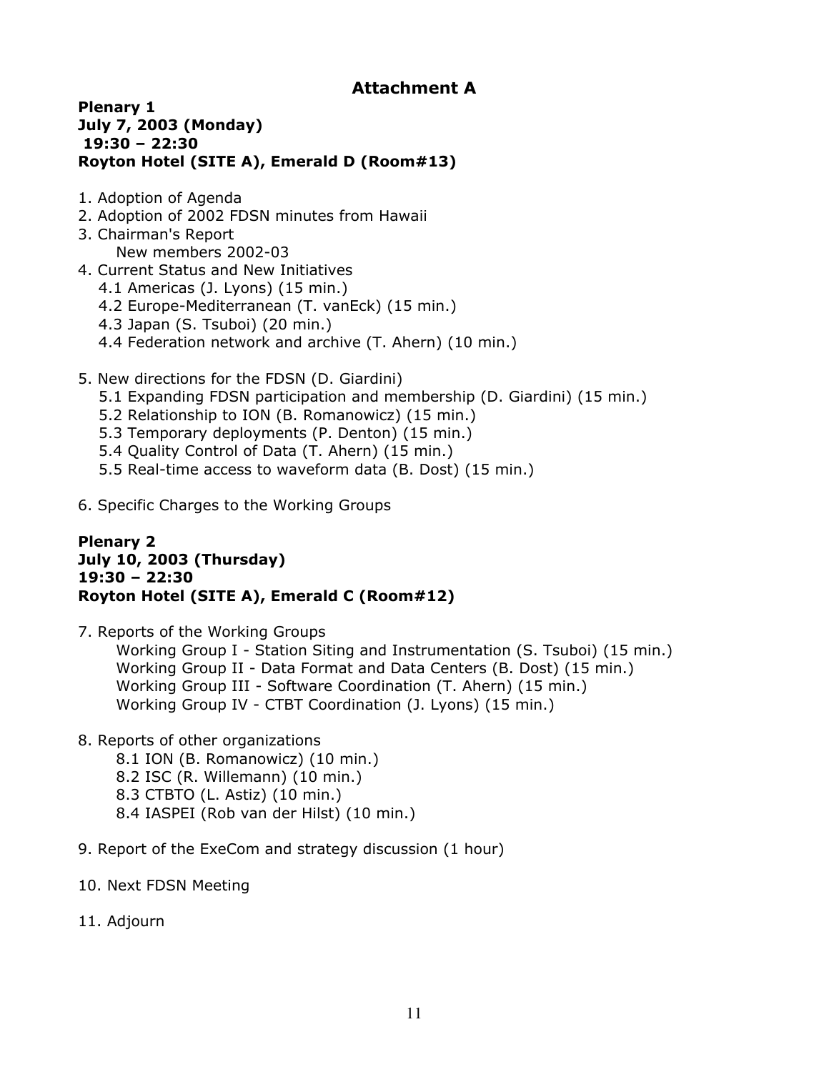## Attachment A

**Plenary 1**
**July 7, 2003 (Monday)**
**19:30 – 22:30**
**Royton Hotel (SITE A), Emerald D (Room#13)**

1. Adoption of Agenda
2. Adoption of 2002 FDSN minutes from Hawaii
3. Chairman's Report
   New members 2002-03
4. Current Status and New Initiatives
   4.1 Americas (J. Lyons) (15 min.)
   4.2 Europe-Mediterranean (T. vanEck) (15 min.)
   4.3 Japan (S. Tsuboi) (20 min.)
   4.4 Federation network and archive (T. Ahern) (10 min.)

5. New directions for the FDSN (D. Giardini)
   5.1 Expanding FDSN participation and membership (D. Giardini) (15 min.)
   5.2 Relationship to ION (B. Romanowicz) (15 min.)
   5.3 Temporary deployments (P. Denton) (15 min.)
   5.4 Quality Control of Data (T. Ahern) (15 min.)
   5.5 Real-time access to waveform data (B. Dost) (15 min.)

6. Specific Charges to the Working Groups

**Plenary 2**
**July 10, 2003 (Thursday)**
**19:30 – 22:30**
**Royton Hotel (SITE A), Emerald C (Room#12)**

7. Reports of the Working Groups
   Working Group I - Station Siting and Instrumentation (S. Tsuboi) (15 min.)
   Working Group II - Data Format and Data Centers (B. Dost) (15 min.)
   Working Group III - Software Coordination (T. Ahern) (15 min.)
   Working Group IV - CTBT Coordination (J. Lyons) (15 min.)

8. Reports of other organizations
   8.1 ION (B. Romanowicz) (10 min.)
   8.2 ISC (R. Willemann) (10 min.)
   8.3 CTBTO (L. Astiz) (10 min.)
   8.4 IASPEI (Rob van der Hilst) (10 min.)

9. Report of the ExeCom and strategy discussion (1 hour)

10. Next FDSN Meeting

11. Adjourn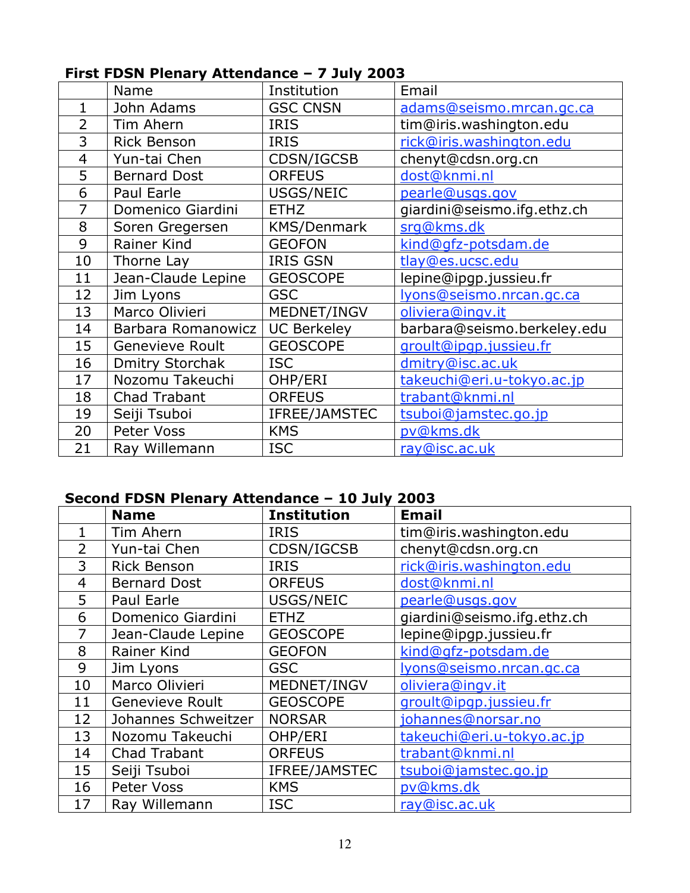**First FDSN Plenary Attendance – 7 July 2003**

| | Name | Institution | Email |
|---|---|---|---|
| 1 | John Adams | GSC CNSN | adams@seismo.mrcan.gc.ca |
| 2 | Tim Ahern | IRIS | tim@iris.washington.edu |
| 3 | Rick Benson | IRIS | rick@iris.washington.edu |
| 4 | Yun-tai Chen | CDSN/IGCSB | chenyt@cdsn.org.cn |
| 5 | Bernard Dost | ORFEUS | dost@knmi.nl |
| 6 | Paul Earle | USGS/NEIC | pearle@usgs.gov |
| 7 | Domenico Giardini | ETHZ | giardini@seismo.ifg.ethz.ch |
| 8 | Soren Gregersen | KMS/Denmark | srg@kms.dk |
| 9 | Rainer Kind | GEOFON | kind@gfz-potsdam.de |
| 10 | Thorne Lay | IRIS GSN | tlay@es.ucsc.edu |
| 11 | Jean-Claude Lepine | GEOSCOPE | lepine@ipgp.jussieu.fr |
| 12 | Jim Lyons | GSC | lyons@seismo.nrcan.gc.ca |
| 13 | Marco Olivieri | MEDNET/INGV | oliviera@ingv.it |
| 14 | Barbara Romanowicz | UC Berkeley | barbara@seismo.berkeley.edu |
| 15 | Genevieve Roult | GEOSCOPE | groult@ipgp.jussieu.fr |
| 16 | Dmitry Storchak | ISC | dmitry@isc.ac.uk |
| 17 | Nozomu Takeuchi | OHP/ERI | takeuchi@eri.u-tokyo.ac.jp |
| 18 | Chad Trabant | ORFEUS | trabant@knmi.nl |
| 19 | Seiji Tsuboi | IFREE/JAMSTEC | tsuboi@jamstec.go.jp |
| 20 | Peter Voss | KMS | pv@kms.dk |
| 21 | Ray Willemann | ISC | ray@isc.ac.uk |

**Second FDSN Plenary Attendance – 10 July 2003**

| | **Name** | **Institution** | **Email** |
|---|---|---|---|
| 1 | Tim Ahern | IRIS | tim@iris.washington.edu |
| 2 | Yun-tai Chen | CDSN/IGCSB | chenyt@cdsn.org.cn |
| 3 | Rick Benson | IRIS | rick@iris.washington.edu |
| 4 | Bernard Dost | ORFEUS | dost@knmi.nl |
| 5 | Paul Earle | USGS/NEIC | pearle@usgs.gov |
| 6 | Domenico Giardini | ETHZ | giardini@seismo.ifg.ethz.ch |
| 7 | Jean-Claude Lepine | GEOSCOPE | lepine@ipgp.jussieu.fr |
| 8 | Rainer Kind | GEOFON | kind@gfz-potsdam.de |
| 9 | Jim Lyons | GSC | lyons@seismo.nrcan.gc.ca |
| 10 | Marco Olivieri | MEDNET/INGV | oliviera@ingv.it |
| 11 | Genevieve Roult | GEOSCOPE | groult@ipgp.jussieu.fr |
| 12 | Johannes Schweitzer | NORSAR | johannes@norsar.no |
| 13 | Nozomu Takeuchi | OHP/ERI | takeuchi@eri.u-tokyo.ac.jp |
| 14 | Chad Trabant | ORFEUS | trabant@knmi.nl |
| 15 | Seiji Tsuboi | IFREE/JAMSTEC | tsuboi@jamstec.go.jp |
| 16 | Peter Voss | KMS | pv@kms.dk |
| 17 | Ray Willemann | ISC | ray@isc.ac.uk |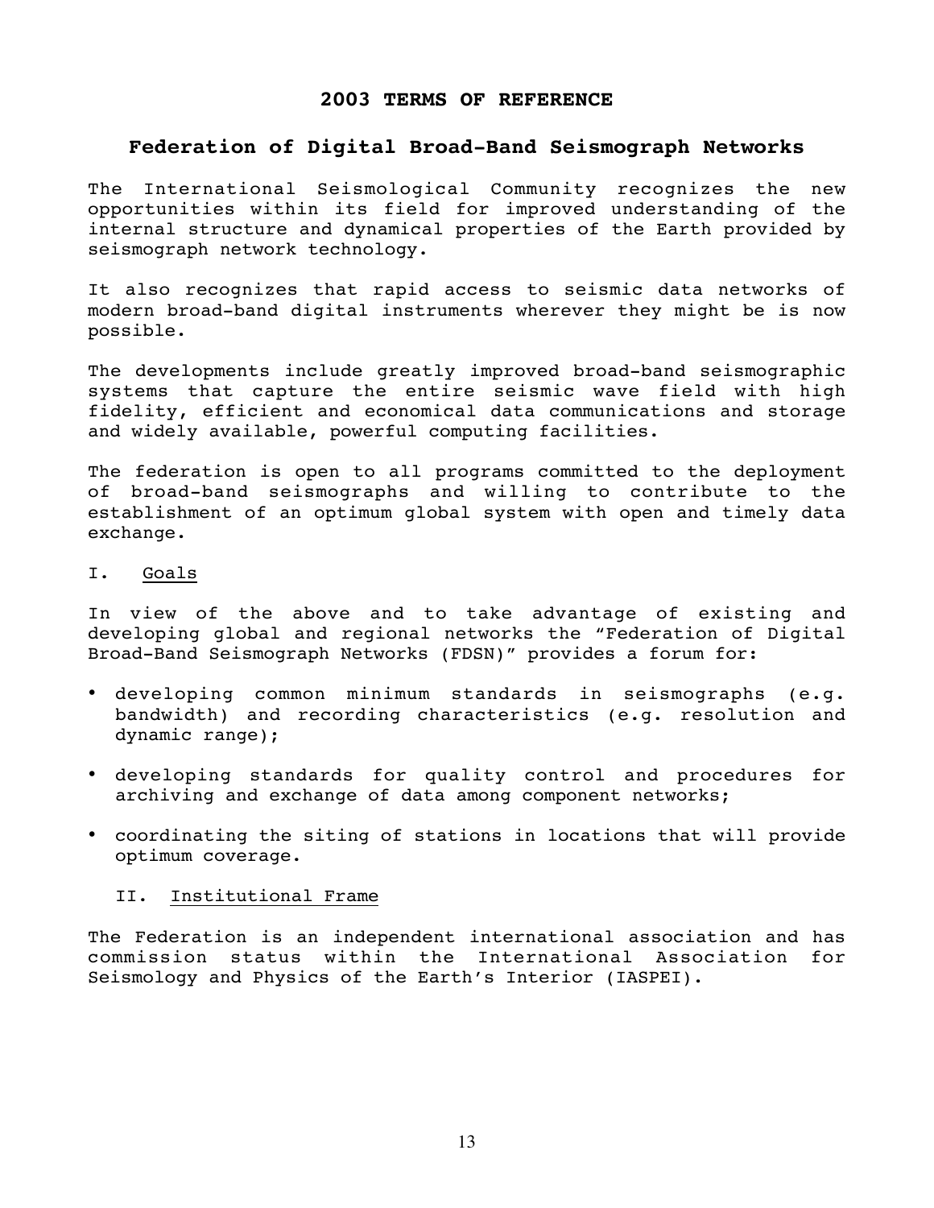# 2003 TERMS OF REFERENCE

## Federation of Digital Broad-Band Seismograph Networks

The International Seismological Community recognizes the new opportunities within its field for improved understanding of the internal structure and dynamical properties of the Earth provided by seismograph network technology.

It also recognizes that rapid access to seismic data networks of modern broad-band digital instruments wherever they might be is now possible.

The developments include greatly improved broad-band seismographic systems that capture the entire seismic wave field with high fidelity, efficient and economical data communications and storage and widely available, powerful computing facilities.

The federation is open to all programs committed to the deployment of broad-band seismographs and willing to contribute to the establishment of an optimum global system with open and timely data exchange.

### I. Goals

In view of the above and to take advantage of existing and developing global and regional networks the "Federation of Digital Broad-Band Seismograph Networks (FDSN)" provides a forum for:

- developing common minimum standards in seismographs (e.g. bandwidth) and recording characteristics (e.g. resolution and dynamic range);
- developing standards for quality control and procedures for archiving and exchange of data among component networks;
- coordinating the siting of stations in locations that will provide optimum coverage.

### II. Institutional Frame

The Federation is an independent international association and has commission status within the International Association for Seismology and Physics of the Earth's Interior (IASPEI).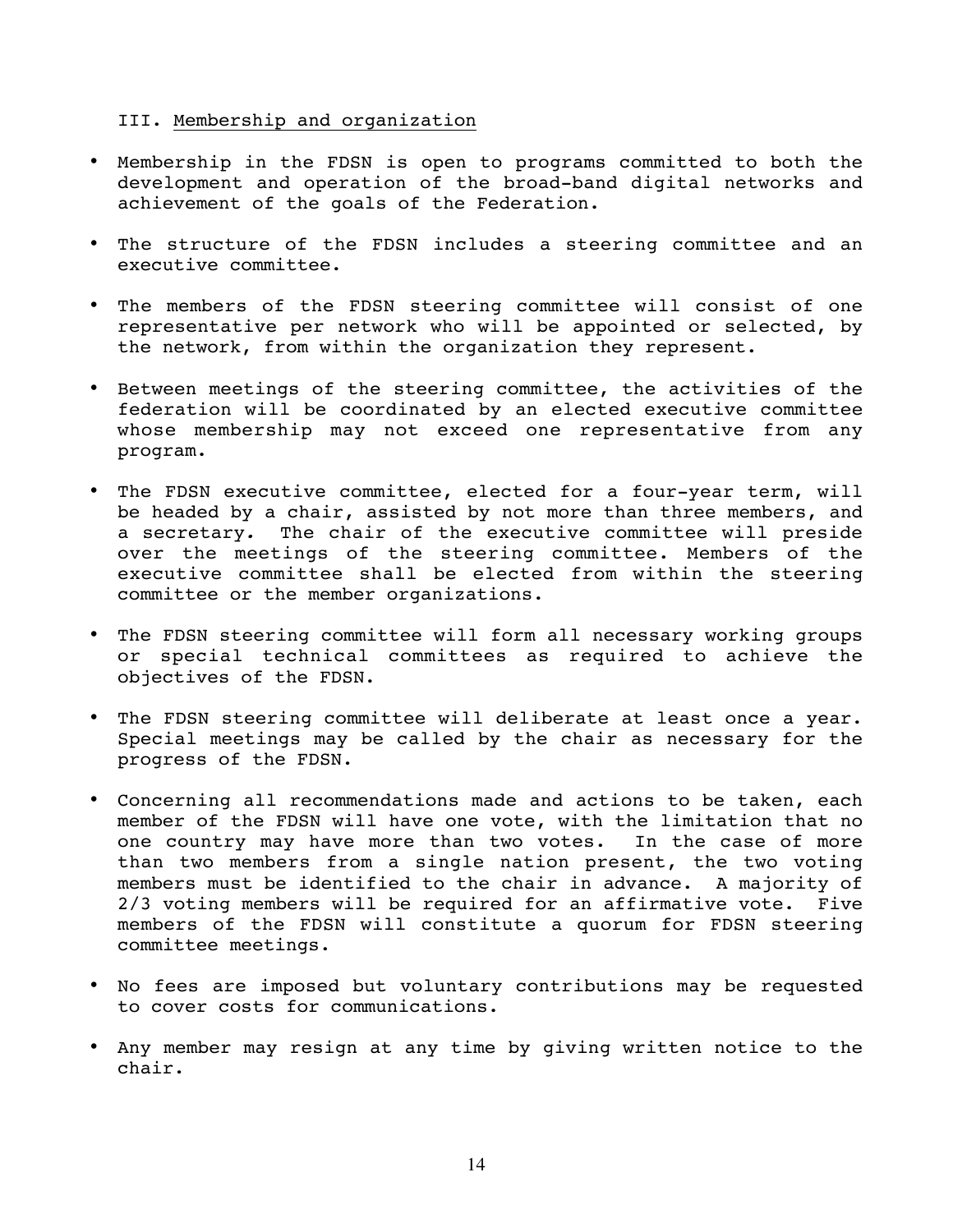## III. Membership and organization

- Membership in the FDSN is open to programs committed to both the development and operation of the broad-band digital networks and achievement of the goals of the Federation.

- The structure of the FDSN includes a steering committee and an executive committee.

- The members of the FDSN steering committee will consist of one representative per network who will be appointed or selected, by the network, from within the organization they represent.

- Between meetings of the steering committee, the activities of the federation will be coordinated by an elected executive committee whose membership may not exceed one representative from any program.

- The FDSN executive committee, elected for a four-year term, will be headed by a chair, assisted by not more than three members, and a secretary. The chair of the executive committee will preside over the meetings of the steering committee. Members of the executive committee shall be elected from within the steering committee or the member organizations.

- The FDSN steering committee will form all necessary working groups or special technical committees as required to achieve the objectives of the FDSN.

- The FDSN steering committee will deliberate at least once a year. Special meetings may be called by the chair as necessary for the progress of the FDSN.

- Concerning all recommendations made and actions to be taken, each member of the FDSN will have one vote, with the limitation that no one country may have more than two votes. In the case of more than two members from a single nation present, the two voting members must be identified to the chair in advance. A majority of 2/3 voting members will be required for an affirmative vote. Five members of the FDSN will constitute a quorum for FDSN steering committee meetings.

- No fees are imposed but voluntary contributions may be requested to cover costs for communications.

- Any member may resign at any time by giving written notice to the chair.